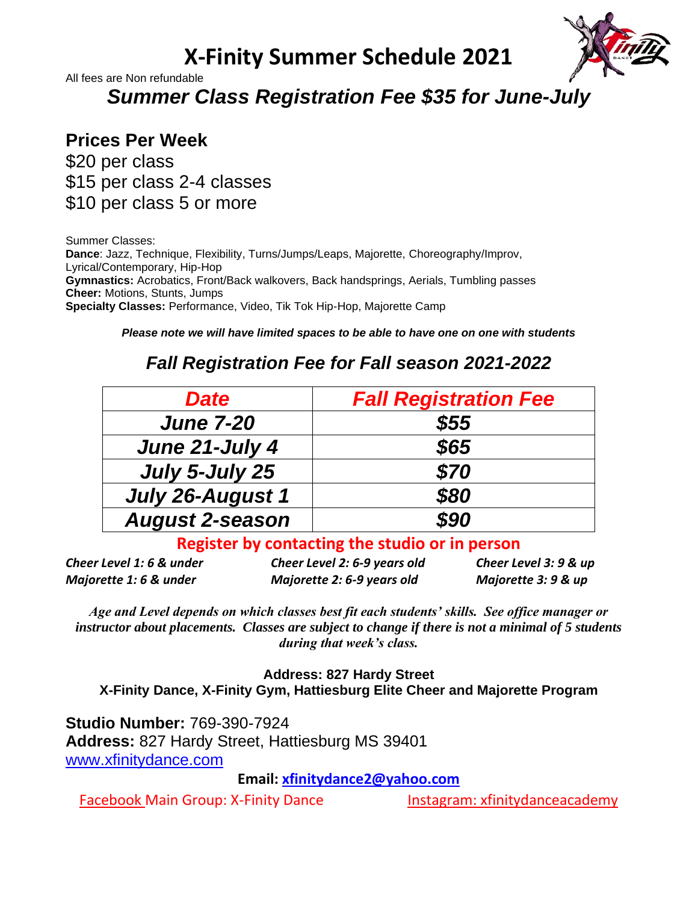# X-Finity Summer Schedule 2021

All fees are Non refundable

## *Summer Class Registration Fee $35 for June-July*

### Prices Per Week

$20 per class
$15 per class 2-4 classes
$10 per class 5 or more

Summer Classes:
**Dance**: Jazz, Technique, Flexibility, Turns/Jumps/Leaps, Majorette, Choreography/Improv, Lyrical/Contemporary, Hip-Hop
**Gymnastics:** Acrobatics, Front/Back walkovers, Back handsprings, Aerials, Tumbling passes
**Cheer:** Motions, Stunts, Jumps
**Specialty Classes:** Performance, Video, Tik Tok Hip-Hop, Majorette Camp

***Please note we will have limited spaces to be able to have one on one with students***

## *Fall Registration Fee for Fall season 2021-2022*

| *Date* | *Fall Registration Fee* |
|---|---|
| ***June 7-20*** | ***$55*** |
| ***June 21-July 4*** | ***$65*** |
| ***July 5-July 25*** | ***$70*** |
| ***July 26-August 1*** | ***$80*** |
| ***August 2-season*** | ***$90*** |

**Register by contacting the studio or in person**

***Cheer Level 1: 6 & under*** ***Cheer Level 2: 6-9 years old*** ***Cheer Level 3: 9 & up***
***Majorette 1: 6 & under*** ***Majorette 2: 6-9 years old*** ***Majorette 3: 9 & up***

*Age and Level depends on which classes best fit each students' skills. See office manager or instructor about placements. Classes are subject to change if there is not a minimal of 5 students during that week's class.*

**Address: 827 Hardy Street**
**X-Finity Dance, X-Finity Gym, Hattiesburg Elite Cheer and Majorette Program**

**Studio Number:** 769-390-7924
**Address:** 827 Hardy Street, Hattiesburg MS 39401
www.xfinitydance.com

**Email: xfinitydance2@yahoo.com**

Facebook Main Group: X-Finity Dance Instagram: xfinitydanceacademy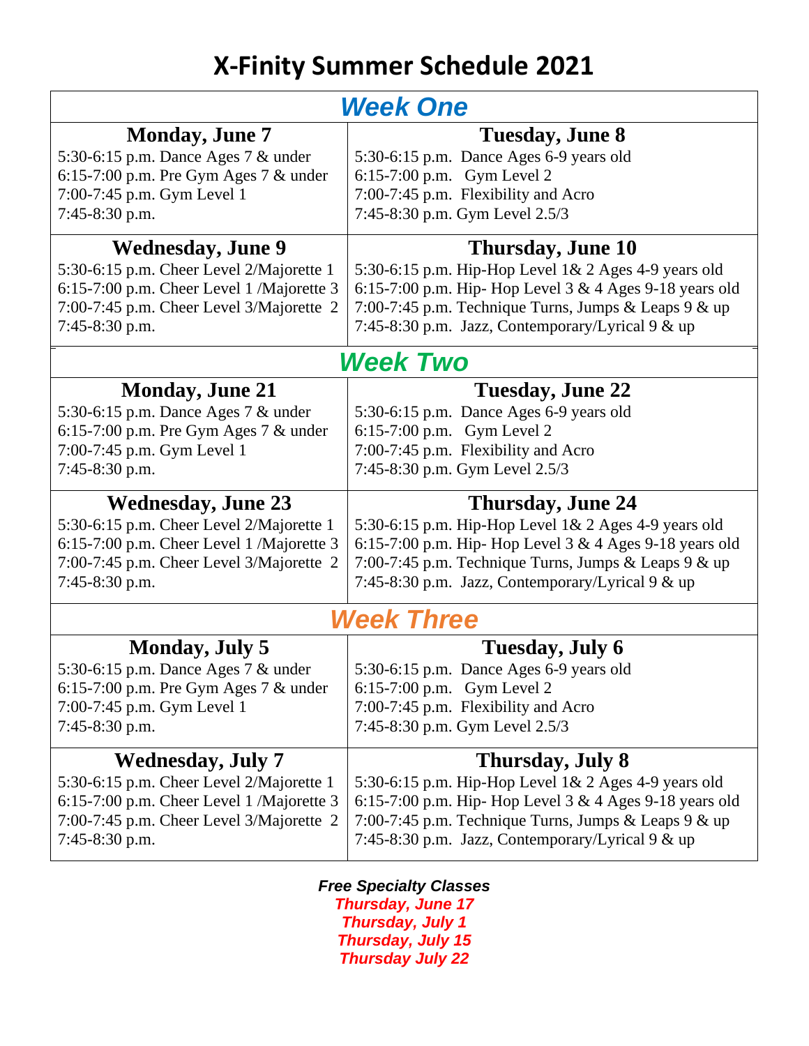# X-Finity Summer Schedule 2021

| ***Week One*** | |
|---|---|
| **Monday, June 7**<br>5:30-6:15 p.m. Dance Ages 7 & under<br>6:15-7:00 p.m. Pre Gym Ages 7 & under<br>7:00-7:45 p.m. Gym Level 1<br>7:45-8:30 p.m. | **Tuesday, June 8**<br>5:30-6:15 p.m. Dance Ages 6-9 years old<br>6:15-7:00 p.m. Gym Level 2<br>7:00-7:45 p.m. Flexibility and Acro<br>7:45-8:30 p.m. Gym Level 2.5/3 |
| **Wednesday, June 9**<br>5:30-6:15 p.m. Cheer Level 2/Majorette 1<br>6:15-7:00 p.m. Cheer Level 1 /Majorette 3<br>7:00-7:45 p.m. Cheer Level 3/Majorette 2<br>7:45-8:30 p.m. | **Thursday, June 10**<br>5:30-6:15 p.m. Hip-Hop Level 1& 2 Ages 4-9 years old<br>6:15-7:00 p.m. Hip- Hop Level 3 & 4 Ages 9-18 years old<br>7:00-7:45 p.m. Technique Turns, Jumps & Leaps 9 & up<br>7:45-8:30 p.m. Jazz, Contemporary/Lyrical 9 & up |
| ***Week Two*** | |
| **Monday, June 21**<br>5:30-6:15 p.m. Dance Ages 7 & under<br>6:15-7:00 p.m. Pre Gym Ages 7 & under<br>7:00-7:45 p.m. Gym Level 1<br>7:45-8:30 p.m. | **Tuesday, June 22**<br>5:30-6:15 p.m. Dance Ages 6-9 years old<br>6:15-7:00 p.m. Gym Level 2<br>7:00-7:45 p.m. Flexibility and Acro<br>7:45-8:30 p.m. Gym Level 2.5/3 |
| **Wednesday, June 23**<br>5:30-6:15 p.m. Cheer Level 2/Majorette 1<br>6:15-7:00 p.m. Cheer Level 1 /Majorette 3<br>7:00-7:45 p.m. Cheer Level 3/Majorette 2<br>7:45-8:30 p.m. | **Thursday, June 24**<br>5:30-6:15 p.m. Hip-Hop Level 1& 2 Ages 4-9 years old<br>6:15-7:00 p.m. Hip- Hop Level 3 & 4 Ages 9-18 years old<br>7:00-7:45 p.m. Technique Turns, Jumps & Leaps 9 & up<br>7:45-8:30 p.m. Jazz, Contemporary/Lyrical 9 & up |
| ***Week Three*** | |
| **Monday, July 5**<br>5:30-6:15 p.m. Dance Ages 7 & under<br>6:15-7:00 p.m. Pre Gym Ages 7 & under<br>7:00-7:45 p.m. Gym Level 1<br>7:45-8:30 p.m. | **Tuesday, July 6**<br>5:30-6:15 p.m. Dance Ages 6-9 years old<br>6:15-7:00 p.m. Gym Level 2<br>7:00-7:45 p.m. Flexibility and Acro<br>7:45-8:30 p.m. Gym Level 2.5/3 |
| **Wednesday, July 7**<br>5:30-6:15 p.m. Cheer Level 2/Majorette 1<br>6:15-7:00 p.m. Cheer Level 1 /Majorette 3<br>7:00-7:45 p.m. Cheer Level 3/Majorette 2<br>7:45-8:30 p.m. | **Thursday, July 8**<br>5:30-6:15 p.m. Hip-Hop Level 1& 2 Ages 4-9 years old<br>6:15-7:00 p.m. Hip- Hop Level 3 & 4 Ages 9-18 years old<br>7:00-7:45 p.m. Technique Turns, Jumps & Leaps 9 & up<br>7:45-8:30 p.m. Jazz, Contemporary/Lyrical 9 & up |

***Free Specialty Classes***
***Thursday, June 17***
***Thursday, July 1***
***Thursday, July 15***
***Thursday July 22***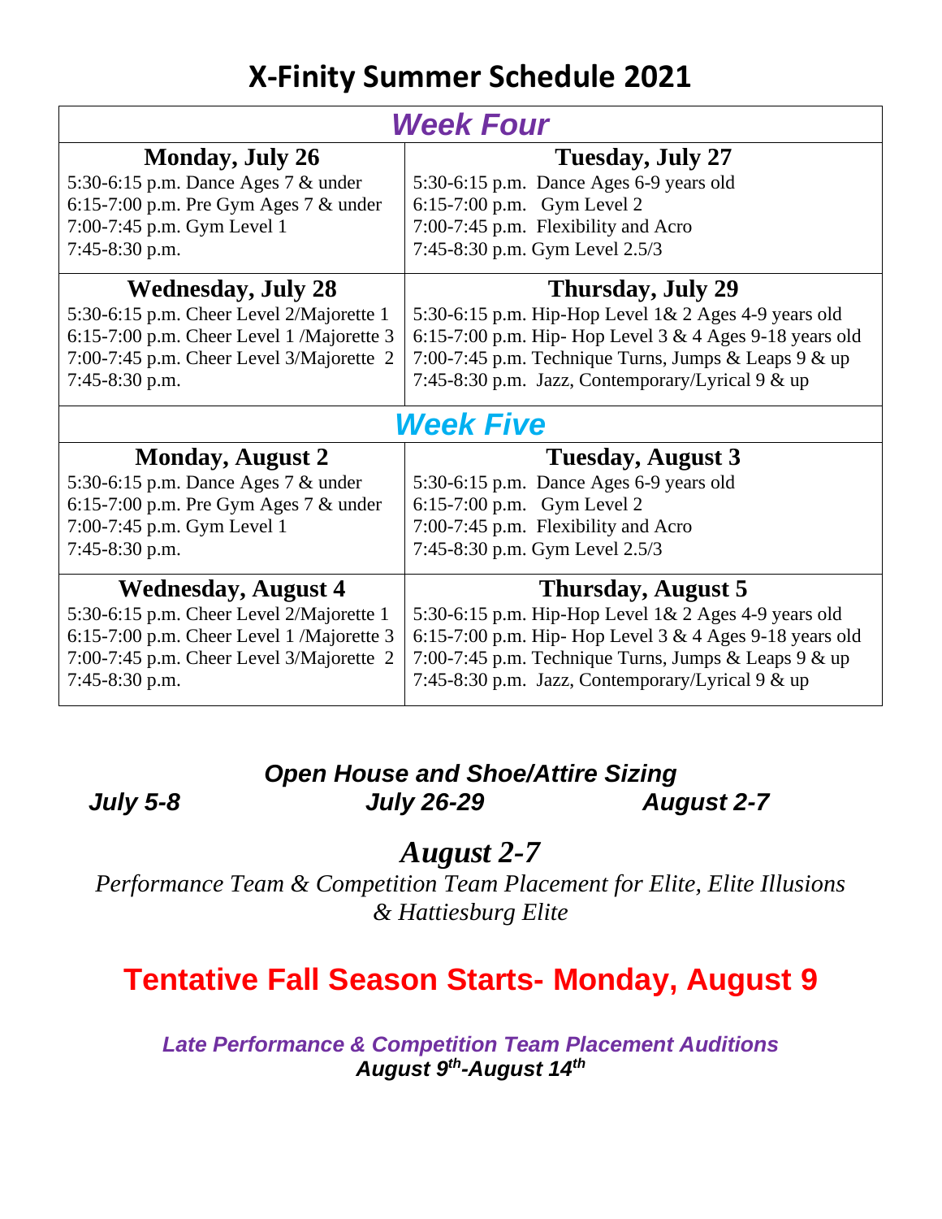# X-Finity Summer Schedule 2021

| | |
|---|---|
| ***Week Four*** | |
| **Monday, July 26**<br>5:30-6:15 p.m. Dance Ages 7 & under<br>6:15-7:00 p.m. Pre Gym Ages 7 & under<br>7:00-7:45 p.m. Gym Level 1<br>7:45-8:30 p.m. | **Tuesday, July 27**<br>5:30-6:15 p.m. Dance Ages 6-9 years old<br>6:15-7:00 p.m. Gym Level 2<br>7:00-7:45 p.m. Flexibility and Acro<br>7:45-8:30 p.m. Gym Level 2.5/3 |
| **Wednesday, July 28**<br>5:30-6:15 p.m. Cheer Level 2/Majorette 1<br>6:15-7:00 p.m. Cheer Level 1 /Majorette 3<br>7:00-7:45 p.m. Cheer Level 3/Majorette 2<br>7:45-8:30 p.m. | **Thursday, July 29**<br>5:30-6:15 p.m. Hip-Hop Level 1& 2 Ages 4-9 years old<br>6:15-7:00 p.m. Hip- Hop Level 3 & 4 Ages 9-18 years old<br>7:00-7:45 p.m. Technique Turns, Jumps & Leaps 9 & up<br>7:45-8:30 p.m. Jazz, Contemporary/Lyrical 9 & up |
| ***Week Five*** | |
| **Monday, August 2**<br>5:30-6:15 p.m. Dance Ages 7 & under<br>6:15-7:00 p.m. Pre Gym Ages 7 & under<br>7:00-7:45 p.m. Gym Level 1<br>7:45-8:30 p.m. | **Tuesday, August 3**<br>5:30-6:15 p.m. Dance Ages 6-9 years old<br>6:15-7:00 p.m. Gym Level 2<br>7:00-7:45 p.m. Flexibility and Acro<br>7:45-8:30 p.m. Gym Level 2.5/3 |
| **Wednesday, August 4**<br>5:30-6:15 p.m. Cheer Level 2/Majorette 1<br>6:15-7:00 p.m. Cheer Level 1 /Majorette 3<br>7:00-7:45 p.m. Cheer Level 3/Majorette 2<br>7:45-8:30 p.m. | **Thursday, August 5**<br>5:30-6:15 p.m. Hip-Hop Level 1& 2 Ages 4-9 years old<br>6:15-7:00 p.m. Hip- Hop Level 3 & 4 Ages 9-18 years old<br>7:00-7:45 p.m. Technique Turns, Jumps & Leaps 9 & up<br>7:45-8:30 p.m. Jazz, Contemporary/Lyrical 9 & up |

***Open House and Shoe/Attire Sizing***

***July 5-8*** ***July 26-29*** ***August 2-7***

## *August 2-7*

*Performance Team & Competition Team Placement for Elite, Elite Illusions & Hattiesburg Elite*

## Tentative Fall Season Starts- Monday, August 9

***Late Performance & Competition Team Placement Auditions***
***August 9th-August 14th***